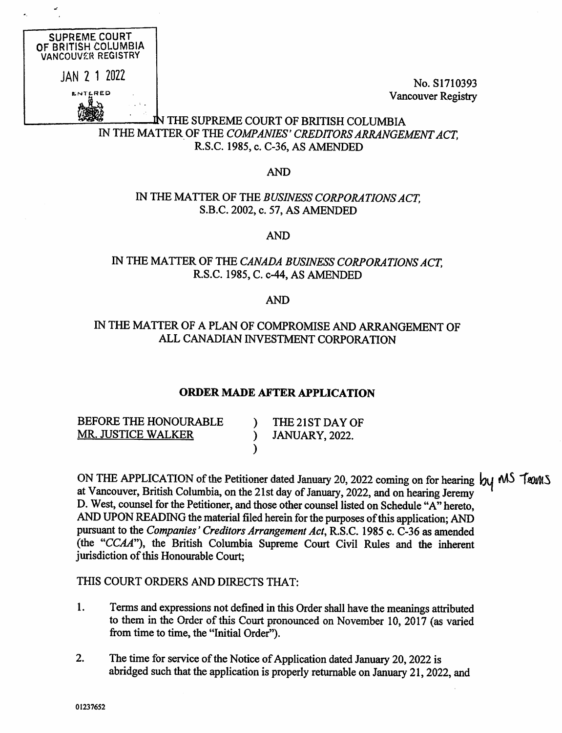SUPREME COURT OF BRITISH COLUMBIA
VANCOUVER REGISTRY

JAN 2 1 2022

ENTERED

No. S1710393
Vancouver Registry

IN THE SUPREME COURT OF BRITISH COLUMBIA
IN THE MATTER OF THE *COMPANIES' CREDITORS ARRANGEMENT ACT*,
R.S.C. 1985, c. C-36, AS AMENDED

AND

IN THE MATTER OF THE *BUSINESS CORPORATIONS ACT*,
S.B.C. 2002, c. 57, AS AMENDED

AND

IN THE MATTER OF THE *CANADA BUSINESS CORPORATIONS ACT*,
R.S.C. 1985, C. c-44, AS AMENDED

AND

IN THE MATTER OF A PLAN OF COMPROMISE AND ARRANGEMENT OF
ALL CANADIAN INVESTMENT CORPORATION

## ORDER MADE AFTER APPLICATION

| | | |
|---|---|---|
| BEFORE THE HONOURABLE | ) | THE 21ST DAY OF |
| MR. JUSTICE WALKER | ) | JANUARY, 2022. |
| | ) | |

ON THE APPLICATION of the Petitioner dated January 20, 2022 coming on for hearing by MS Teams at Vancouver, British Columbia, on the 21st day of January, 2022, and on hearing Jeremy D. West, counsel for the Petitioner, and those other counsel listed on Schedule "A" hereto, AND UPON READING the material filed herein for the purposes of this application; AND pursuant to the *Companies' Creditors Arrangement Act*, R.S.C. 1985 c. C-36 as amended (the "*CCAA*"), the British Columbia Supreme Court Civil Rules and the inherent jurisdiction of this Honourable Court;

THIS COURT ORDERS AND DIRECTS THAT:

1. Terms and expressions not defined in this Order shall have the meanings attributed to them in the Order of this Court pronounced on November 10, 2017 (as varied from time to time, the "Initial Order").

2. The time for service of the Notice of Application dated January 20, 2022 is abridged such that the application is properly returnable on January 21, 2022, and

01237652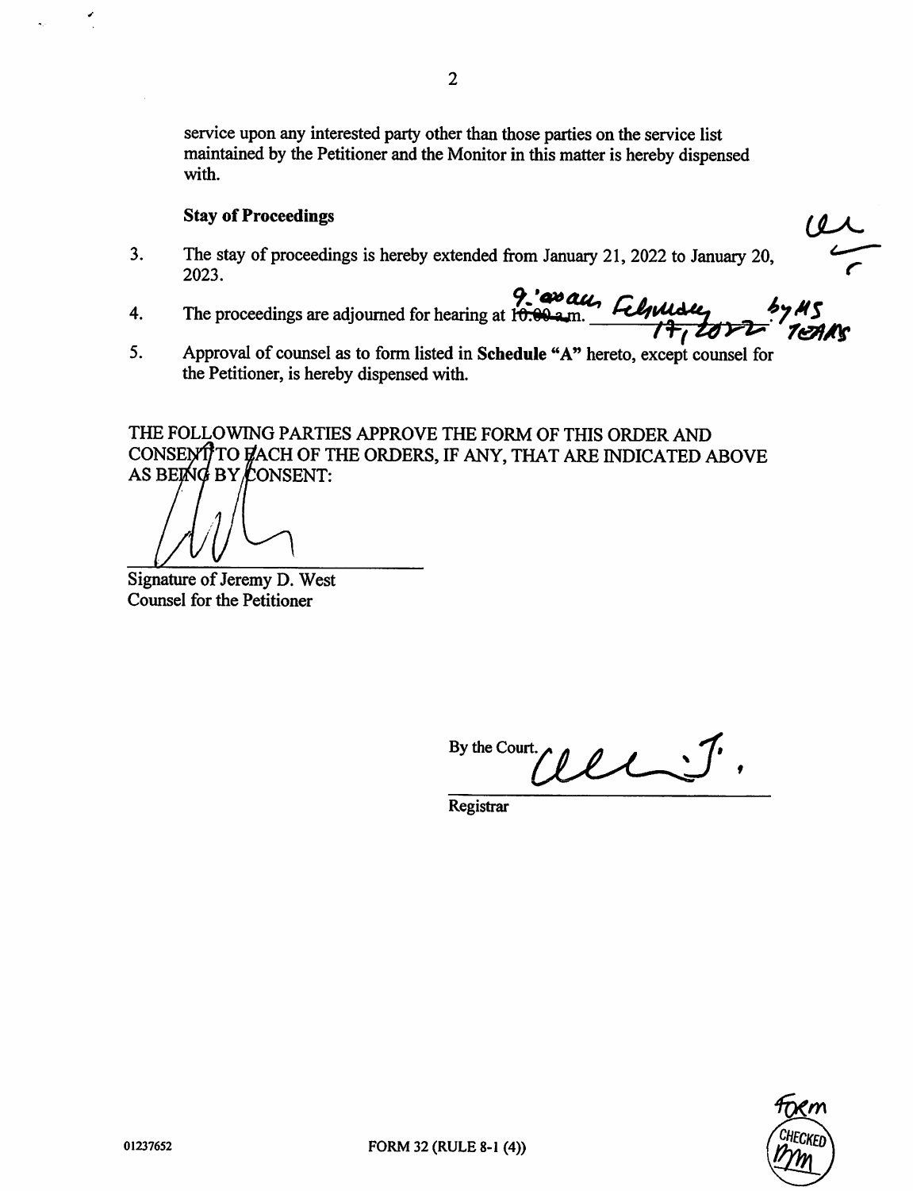service upon any interested party other than those parties on the service list maintained by the Petitioner and the Monitor in this matter is hereby dispensed with.

**Stay of Proceedings**

3. The stay of proceedings is hereby extended from January 21, 2022 to January 20, 2023.

4. The proceedings are adjourned for hearing at ~~10:00 a.m.~~ 9:00 am, February 17, 2022 by MS TEAMS

5. Approval of counsel as to form listed in **Schedule "A"** hereto, except counsel for the Petitioner, is hereby dispensed with.

THE FOLLOWING PARTIES APPROVE THE FORM OF THIS ORDER AND CONSENT TO EACH OF THE ORDERS, IF ANY, THAT ARE INDICATED ABOVE AS BEING BY CONSENT:

Signature of Jeremy D. West
Counsel for the Petitioner

By the Court.

Registrar

01237652

FORM 32 (RULE 8-1 (4))

Form CHECKED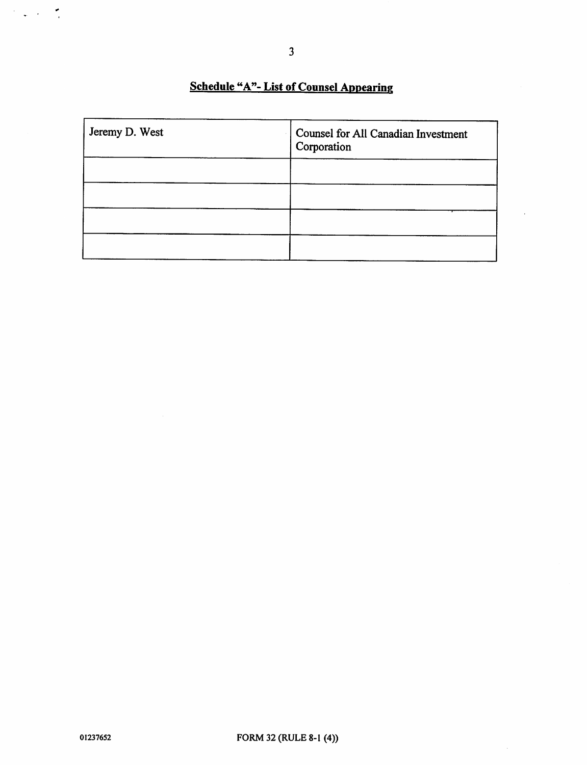**Schedule "A"- List of Counsel Appearing**

| | |
|---|---|
| Jeremy D. West | Counsel for All Canadian Investment Corporation |
| | |
| | |
| | |
| | |

01237652

FORM 32 (RULE 8-1 (4))